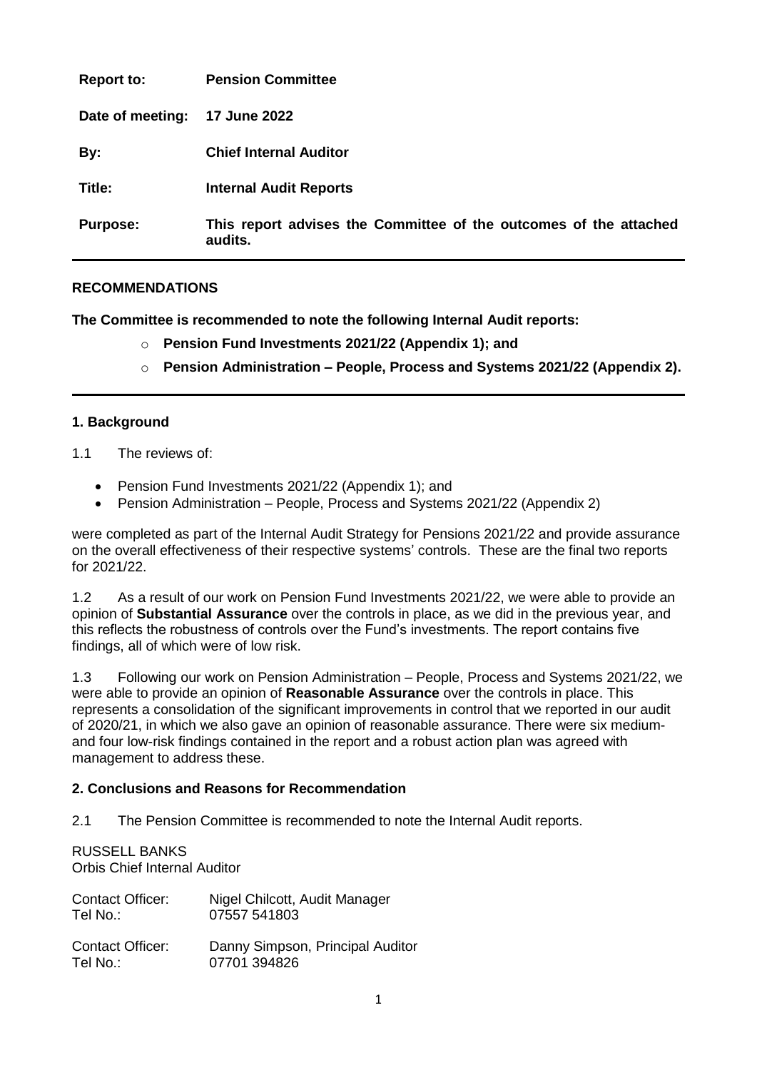| | |
|---|---|
| **Report to:** | **Pension Committee** |
| **Date of meeting:** | **17 June 2022** |
| **By:** | **Chief Internal Auditor** |
| **Title:** | **Internal Audit Reports** |
| **Purpose:** | **This report advises the Committee of the outcomes of the attached audits.** |

**RECOMMENDATIONS**

**The Committee is recommended to note the following Internal Audit reports:**

- **Pension Fund Investments 2021/22 (Appendix 1); and**
- **Pension Administration – People, Process and Systems 2021/22 (Appendix 2).**

**1. Background**

1.1 The reviews of:

- Pension Fund Investments 2021/22 (Appendix 1); and
- Pension Administration – People, Process and Systems 2021/22 (Appendix 2)

were completed as part of the Internal Audit Strategy for Pensions 2021/22 and provide assurance on the overall effectiveness of their respective systems' controls. These are the final two reports for 2021/22.

1.2 As a result of our work on Pension Fund Investments 2021/22, we were able to provide an opinion of **Substantial Assurance** over the controls in place, as we did in the previous year, and this reflects the robustness of controls over the Fund's investments. The report contains five findings, all of which were of low risk.

1.3 Following our work on Pension Administration – People, Process and Systems 2021/22, we were able to provide an opinion of **Reasonable Assurance** over the controls in place. This represents a consolidation of the significant improvements in control that we reported in our audit of 2020/21, in which we also gave an opinion of reasonable assurance. There were six medium- and four low-risk findings contained in the report and a robust action plan was agreed with management to address these.

**2. Conclusions and Reasons for Recommendation**

2.1 The Pension Committee is recommended to note the Internal Audit reports.

RUSSELL BANKS
Orbis Chief Internal Auditor

| | |
|---|---|
| Contact Officer: | Nigel Chilcott, Audit Manager |
| Tel No.: | 07557 541803 |
| | |
| Contact Officer: | Danny Simpson, Principal Auditor |
| Tel No.: | 07701 394826 |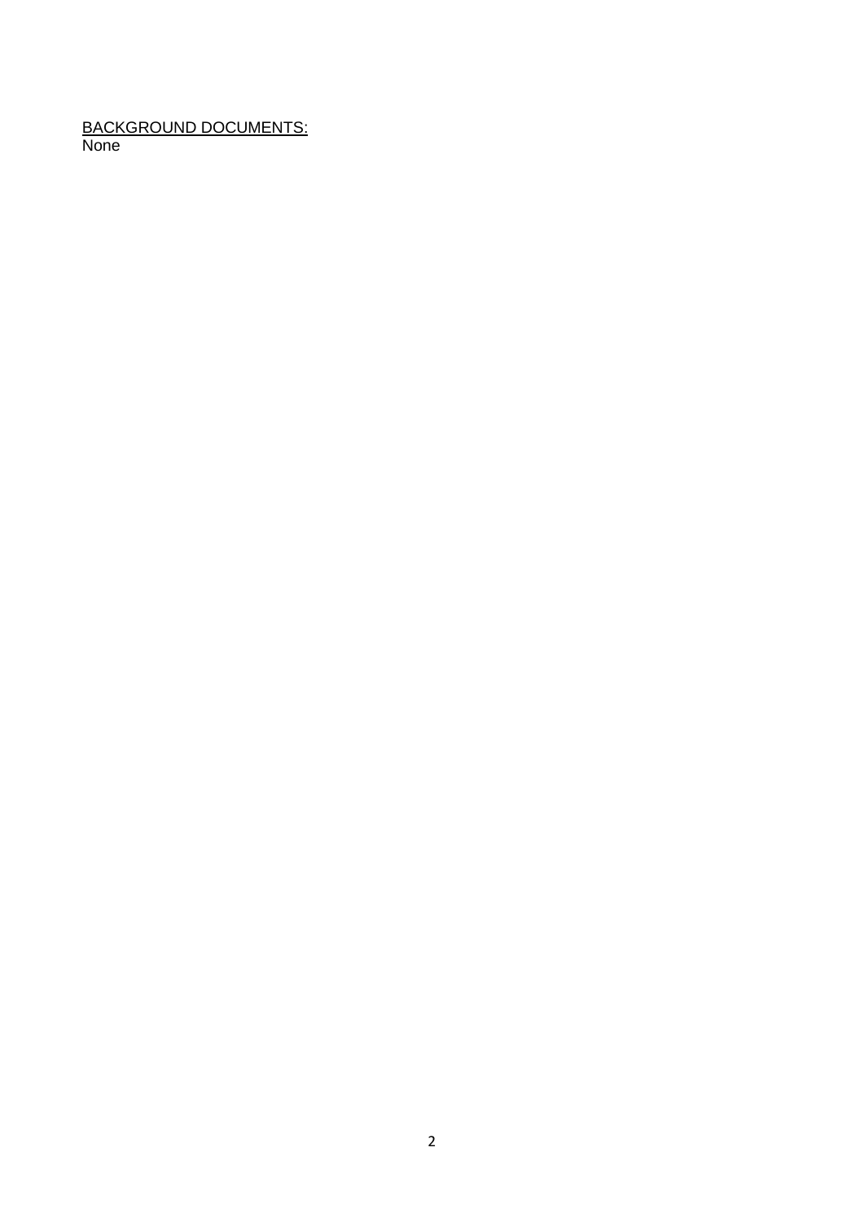<u>BACKGROUND DOCUMENTS:</u>
None